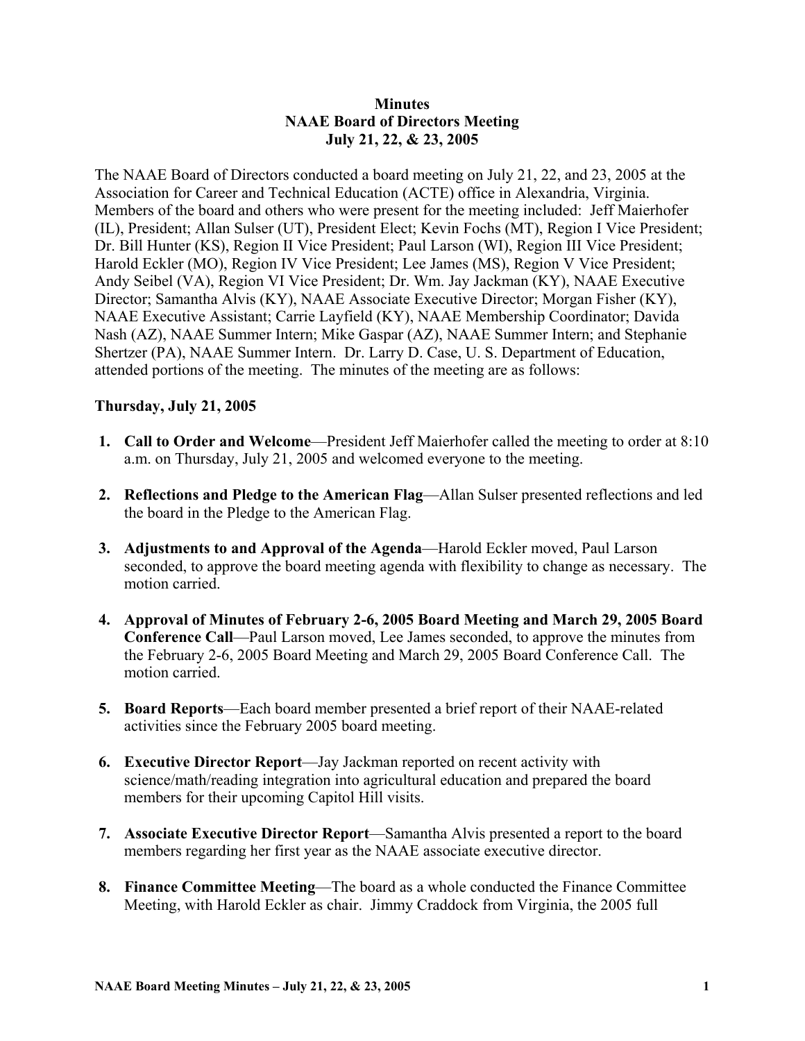**Minutes**
**NAAE Board of Directors Meeting**
**July 21, 22, & 23, 2005**

The NAAE Board of Directors conducted a board meeting on July 21, 22, and 23, 2005 at the Association for Career and Technical Education (ACTE) office in Alexandria, Virginia. Members of the board and others who were present for the meeting included: Jeff Maierhofer (IL), President; Allan Sulser (UT), President Elect; Kevin Fochs (MT), Region I Vice President; Dr. Bill Hunter (KS), Region II Vice President; Paul Larson (WI), Region III Vice President; Harold Eckler (MO), Region IV Vice President; Lee James (MS), Region V Vice President; Andy Seibel (VA), Region VI Vice President; Dr. Wm. Jay Jackman (KY), NAAE Executive Director; Samantha Alvis (KY), NAAE Associate Executive Director; Morgan Fisher (KY), NAAE Executive Assistant; Carrie Layfield (KY), NAAE Membership Coordinator; Davida Nash (AZ), NAAE Summer Intern; Mike Gaspar (AZ), NAAE Summer Intern; and Stephanie Shertzer (PA), NAAE Summer Intern. Dr. Larry D. Case, U. S. Department of Education, attended portions of the meeting. The minutes of the meeting are as follows:

**Thursday, July 21, 2005**

1. **Call to Order and Welcome**—President Jeff Maierhofer called the meeting to order at 8:10 a.m. on Thursday, July 21, 2005 and welcomed everyone to the meeting.

2. **Reflections and Pledge to the American Flag**—Allan Sulser presented reflections and led the board in the Pledge to the American Flag.

3. **Adjustments to and Approval of the Agenda**—Harold Eckler moved, Paul Larson seconded, to approve the board meeting agenda with flexibility to change as necessary. The motion carried.

4. **Approval of Minutes of February 2-6, 2005 Board Meeting and March 29, 2005 Board Conference Call**—Paul Larson moved, Lee James seconded, to approve the minutes from the February 2-6, 2005 Board Meeting and March 29, 2005 Board Conference Call. The motion carried.

5. **Board Reports**—Each board member presented a brief report of their NAAE-related activities since the February 2005 board meeting.

6. **Executive Director Report**—Jay Jackman reported on recent activity with science/math/reading integration into agricultural education and prepared the board members for their upcoming Capitol Hill visits.

7. **Associate Executive Director Report**—Samantha Alvis presented a report to the board members regarding her first year as the NAAE associate executive director.

8. **Finance Committee Meeting**—The board as a whole conducted the Finance Committee Meeting, with Harold Eckler as chair. Jimmy Craddock from Virginia, the 2005 full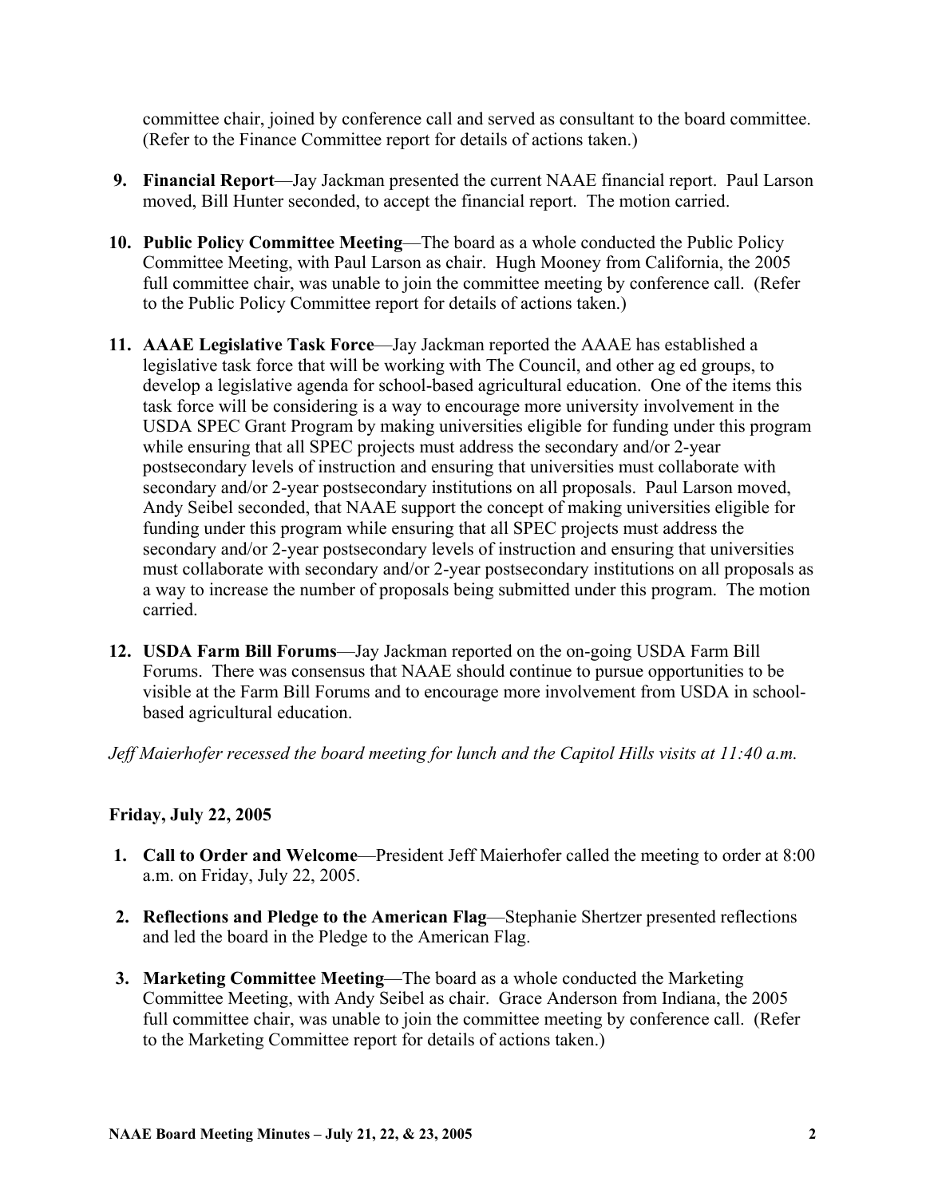committee chair, joined by conference call and served as consultant to the board committee. (Refer to the Finance Committee report for details of actions taken.)

9. **Financial Report**—Jay Jackman presented the current NAAE financial report. Paul Larson moved, Bill Hunter seconded, to accept the financial report. The motion carried.

10. **Public Policy Committee Meeting**—The board as a whole conducted the Public Policy Committee Meeting, with Paul Larson as chair. Hugh Mooney from California, the 2005 full committee chair, was unable to join the committee meeting by conference call. (Refer to the Public Policy Committee report for details of actions taken.)

11. **AAAE Legislative Task Force**—Jay Jackman reported the AAAE has established a legislative task force that will be working with The Council, and other ag ed groups, to develop a legislative agenda for school-based agricultural education. One of the items this task force will be considering is a way to encourage more university involvement in the USDA SPEC Grant Program by making universities eligible for funding under this program while ensuring that all SPEC projects must address the secondary and/or 2-year postsecondary levels of instruction and ensuring that universities must collaborate with secondary and/or 2-year postsecondary institutions on all proposals. Paul Larson moved, Andy Seibel seconded, that NAAE support the concept of making universities eligible for funding under this program while ensuring that all SPEC projects must address the secondary and/or 2-year postsecondary levels of instruction and ensuring that universities must collaborate with secondary and/or 2-year postsecondary institutions on all proposals as a way to increase the number of proposals being submitted under this program. The motion carried.

12. **USDA Farm Bill Forums**—Jay Jackman reported on the on-going USDA Farm Bill Forums. There was consensus that NAAE should continue to pursue opportunities to be visible at the Farm Bill Forums and to encourage more involvement from USDA in school-based agricultural education.

*Jeff Maierhofer recessed the board meeting for lunch and the Capitol Hills visits at 11:40 a.m.*

**Friday, July 22, 2005**

1. **Call to Order and Welcome**—President Jeff Maierhofer called the meeting to order at 8:00 a.m. on Friday, July 22, 2005.

2. **Reflections and Pledge to the American Flag**—Stephanie Shertzer presented reflections and led the board in the Pledge to the American Flag.

3. **Marketing Committee Meeting**—The board as a whole conducted the Marketing Committee Meeting, with Andy Seibel as chair. Grace Anderson from Indiana, the 2005 full committee chair, was unable to join the committee meeting by conference call. (Refer to the Marketing Committee report for details of actions taken.)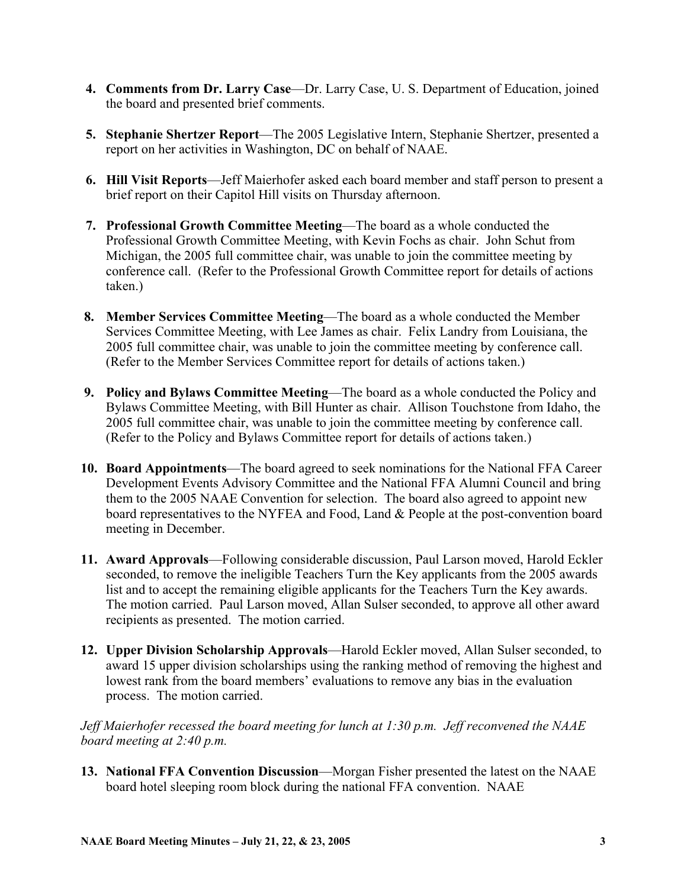4. **Comments from Dr. Larry Case**—Dr. Larry Case, U. S. Department of Education, joined the board and presented brief comments.

5. **Stephanie Shertzer Report**—The 2005 Legislative Intern, Stephanie Shertzer, presented a report on her activities in Washington, DC on behalf of NAAE.

6. **Hill Visit Reports**—Jeff Maierhofer asked each board member and staff person to present a brief report on their Capitol Hill visits on Thursday afternoon.

7. **Professional Growth Committee Meeting**—The board as a whole conducted the Professional Growth Committee Meeting, with Kevin Fochs as chair. John Schut from Michigan, the 2005 full committee chair, was unable to join the committee meeting by conference call. (Refer to the Professional Growth Committee report for details of actions taken.)

8. **Member Services Committee Meeting**—The board as a whole conducted the Member Services Committee Meeting, with Lee James as chair. Felix Landry from Louisiana, the 2005 full committee chair, was unable to join the committee meeting by conference call. (Refer to the Member Services Committee report for details of actions taken.)

9. **Policy and Bylaws Committee Meeting**—The board as a whole conducted the Policy and Bylaws Committee Meeting, with Bill Hunter as chair. Allison Touchstone from Idaho, the 2005 full committee chair, was unable to join the committee meeting by conference call. (Refer to the Policy and Bylaws Committee report for details of actions taken.)

10. **Board Appointments**—The board agreed to seek nominations for the National FFA Career Development Events Advisory Committee and the National FFA Alumni Council and bring them to the 2005 NAAE Convention for selection. The board also agreed to appoint new board representatives to the NYFEA and Food, Land & People at the post-convention board meeting in December.

11. **Award Approvals**—Following considerable discussion, Paul Larson moved, Harold Eckler seconded, to remove the ineligible Teachers Turn the Key applicants from the 2005 awards list and to accept the remaining eligible applicants for the Teachers Turn the Key awards. The motion carried. Paul Larson moved, Allan Sulser seconded, to approve all other award recipients as presented. The motion carried.

12. **Upper Division Scholarship Approvals**—Harold Eckler moved, Allan Sulser seconded, to award 15 upper division scholarships using the ranking method of removing the highest and lowest rank from the board members' evaluations to remove any bias in the evaluation process. The motion carried.

*Jeff Maierhofer recessed the board meeting for lunch at 1:30 p.m. Jeff reconvened the NAAE board meeting at 2:40 p.m.*

13. **National FFA Convention Discussion**—Morgan Fisher presented the latest on the NAAE board hotel sleeping room block during the national FFA convention. NAAE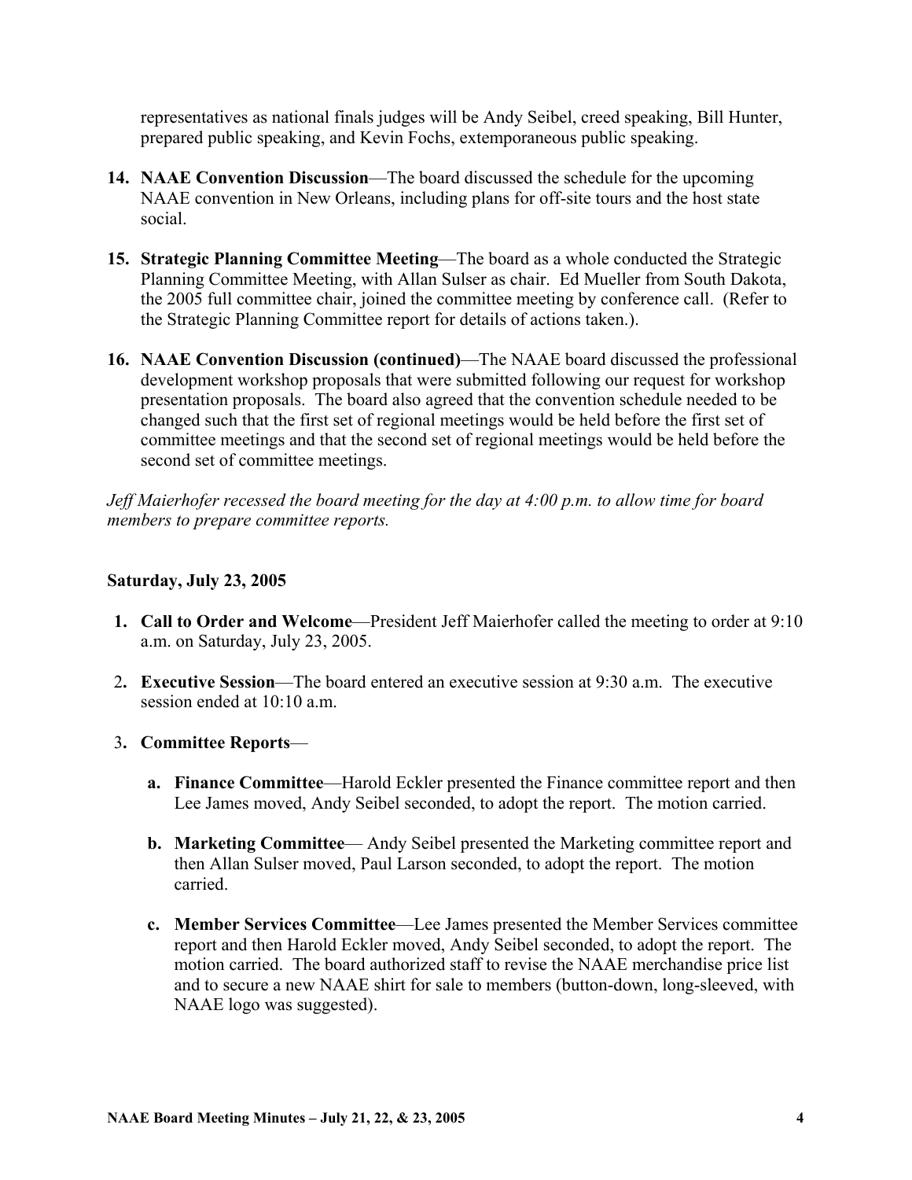representatives as national finals judges will be Andy Seibel, creed speaking, Bill Hunter, prepared public speaking, and Kevin Fochs, extemporaneous public speaking.

14. **NAAE Convention Discussion**—The board discussed the schedule for the upcoming NAAE convention in New Orleans, including plans for off-site tours and the host state social.

15. **Strategic Planning Committee Meeting**—The board as a whole conducted the Strategic Planning Committee Meeting, with Allan Sulser as chair. Ed Mueller from South Dakota, the 2005 full committee chair, joined the committee meeting by conference call. (Refer to the Strategic Planning Committee report for details of actions taken.).

16. **NAAE Convention Discussion (continued)**—The NAAE board discussed the professional development workshop proposals that were submitted following our request for workshop presentation proposals. The board also agreed that the convention schedule needed to be changed such that the first set of regional meetings would be held before the first set of committee meetings and that the second set of regional meetings would be held before the second set of committee meetings.

*Jeff Maierhofer recessed the board meeting for the day at 4:00 p.m. to allow time for board members to prepare committee reports.*

**Saturday, July 23, 2005**

1. **Call to Order and Welcome**—President Jeff Maierhofer called the meeting to order at 9:10 a.m. on Saturday, July 23, 2005.

2. **Executive Session**—The board entered an executive session at 9:30 a.m. The executive session ended at 10:10 a.m.

3. **Committee Reports**—

   a. **Finance Committee**—Harold Eckler presented the Finance committee report and then Lee James moved, Andy Seibel seconded, to adopt the report. The motion carried.

   b. **Marketing Committee**— Andy Seibel presented the Marketing committee report and then Allan Sulser moved, Paul Larson seconded, to adopt the report. The motion carried.

   c. **Member Services Committee**—Lee James presented the Member Services committee report and then Harold Eckler moved, Andy Seibel seconded, to adopt the report. The motion carried. The board authorized staff to revise the NAAE merchandise price list and to secure a new NAAE shirt for sale to members (button-down, long-sleeved, with NAAE logo was suggested).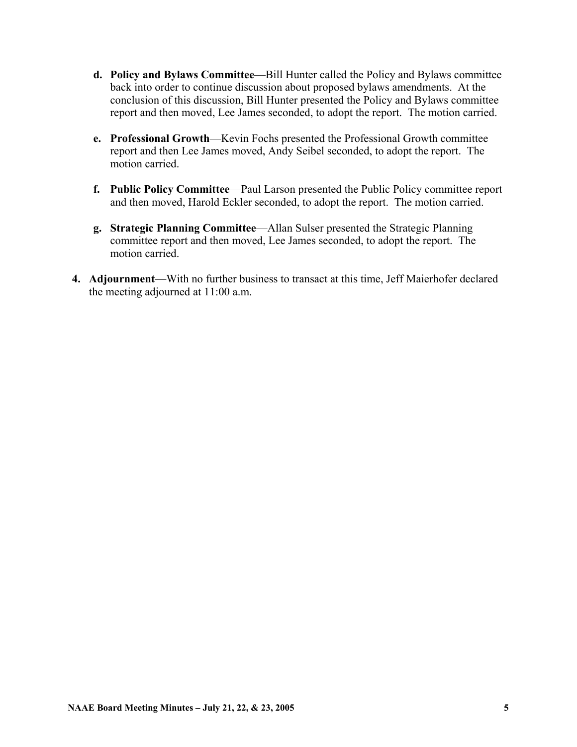d. **Policy and Bylaws Committee**—Bill Hunter called the Policy and Bylaws committee back into order to continue discussion about proposed bylaws amendments. At the conclusion of this discussion, Bill Hunter presented the Policy and Bylaws committee report and then moved, Lee James seconded, to adopt the report. The motion carried.

e. **Professional Growth**—Kevin Fochs presented the Professional Growth committee report and then Lee James moved, Andy Seibel seconded, to adopt the report. The motion carried.

f. **Public Policy Committee**—Paul Larson presented the Public Policy committee report and then moved, Harold Eckler seconded, to adopt the report. The motion carried.

g. **Strategic Planning Committee**—Allan Sulser presented the Strategic Planning committee report and then moved, Lee James seconded, to adopt the report. The motion carried.

4. **Adjournment**—With no further business to transact at this time, Jeff Maierhofer declared the meeting adjourned at 11:00 a.m.